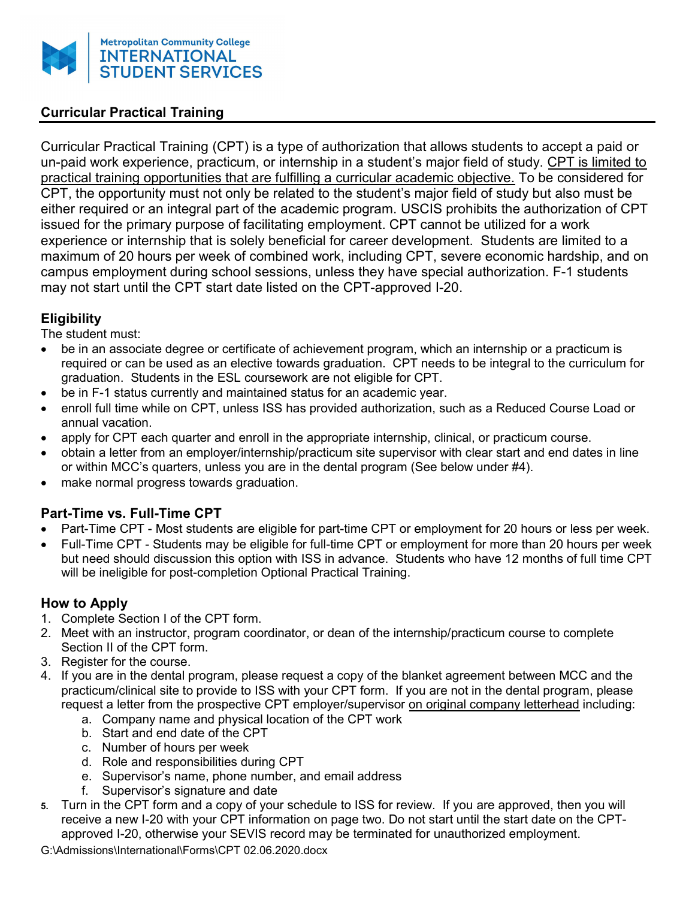Metropolitan Community College
INTERNATIONAL STUDENT SERVICES

## Curricular Practical Training

Curricular Practical Training (CPT) is a type of authorization that allows students to accept a paid or un-paid work experience, practicum, or internship in a student's major field of study. CPT is limited to practical training opportunities that are fulfilling a curricular academic objective. To be considered for CPT, the opportunity must not only be related to the student's major field of study but also must be either required or an integral part of the academic program. USCIS prohibits the authorization of CPT issued for the primary purpose of facilitating employment. CPT cannot be utilized for a work experience or internship that is solely beneficial for career development. Students are limited to a maximum of 20 hours per week of combined work, including CPT, severe economic hardship, and on campus employment during school sessions, unless they have special authorization. F-1 students may not start until the CPT start date listed on the CPT-approved I-20.

### Eligibility

The student must:

- be in an associate degree or certificate of achievement program, which an internship or a practicum is required or can be used as an elective towards graduation. CPT needs to be integral to the curriculum for graduation. Students in the ESL coursework are not eligible for CPT.
- be in F-1 status currently and maintained status for an academic year.
- enroll full time while on CPT, unless ISS has provided authorization, such as a Reduced Course Load or annual vacation.
- apply for CPT each quarter and enroll in the appropriate internship, clinical, or practicum course.
- obtain a letter from an employer/internship/practicum site supervisor with clear start and end dates in line or within MCC's quarters, unless you are in the dental program (See below under #4).
- make normal progress towards graduation.

### Part-Time vs. Full-Time CPT

- Part-Time CPT - Most students are eligible for part-time CPT or employment for 20 hours or less per week.
- Full-Time CPT - Students may be eligible for full-time CPT or employment for more than 20 hours per week but need should discussion this option with ISS in advance. Students who have 12 months of full time CPT will be ineligible for post-completion Optional Practical Training.

### How to Apply

1. Complete Section I of the CPT form.
2. Meet with an instructor, program coordinator, or dean of the internship/practicum course to complete Section II of the CPT form.
3. Register for the course.
4. If you are in the dental program, please request a copy of the blanket agreement between MCC and the practicum/clinical site to provide to ISS with your CPT form. If you are not in the dental program, please request a letter from the prospective CPT employer/supervisor on original company letterhead including:
   a. Company name and physical location of the CPT work
   b. Start and end date of the CPT
   c. Number of hours per week
   d. Role and responsibilities during CPT
   e. Supervisor's name, phone number, and email address
   f. Supervisor's signature and date
5. Turn in the CPT form and a copy of your schedule to ISS for review. If you are approved, then you will receive a new I-20 with your CPT information on page two. Do not start until the start date on the CPT-approved I-20, otherwise your SEVIS record may be terminated for unauthorized employment.

G:\Admissions\International\Forms\CPT 02.06.2020.docx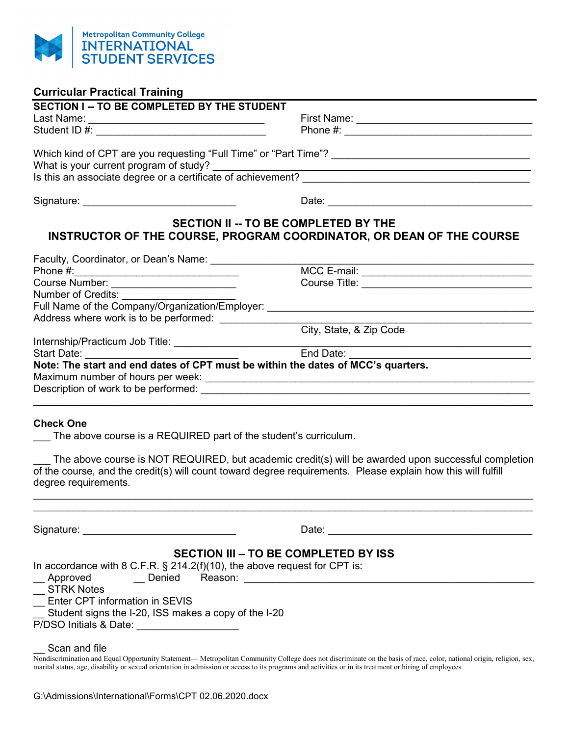Metropolitan Community College
INTERNATIONAL STUDENT SERVICES

## Curricular Practical Training

### SECTION I -- TO BE COMPLETED BY THE STUDENT

Last Name: ______________________________ First Name: ______________________________

Student ID #: ______________________________ Phone #: ______________________________

Which kind of CPT are you requesting "Full Time" or "Part Time"? ______________________________

What is your current program of study? ______________________________

Is this an associate degree or a certificate of achievement? ______________________________

Signature: ______________________________ Date: ______________________________

### SECTION II -- TO BE COMPLETED BY THE INSTRUCTOR OF THE COURSE, PROGRAM COORDINATOR, OR DEAN OF THE COURSE

Faculty, Coordinator, or Dean's Name: ______________________________

Phone #:______________________________ MCC E-mail: ______________________________

Course Number: ______________________________ Course Title: ______________________________

Number of Credits: ______________________________

Full Name of the Company/Organization/Employer: ______________________________

Address where work is to be performed: ______________________________

City, State, & Zip Code

Internship/Practicum Job Title: ______________________________

Start Date: ______________________________ End Date: ______________________________

**Note: The start and end dates of CPT must be within the dates of MCC's quarters.**

Maximum number of hours per week: ______________________________

Description of work to be performed: ______________________________

______________________________________________________________________

**Check One**

___ The above course is a REQUIRED part of the student's curriculum.

___ The above course is NOT REQUIRED, but academic credit(s) will be awarded upon successful completion of the course, and the credit(s) will count toward degree requirements. Please explain how this will fulfill degree requirements.

______________________________________________________________________

______________________________________________________________________

Signature: ______________________________ Date: ______________________________

### SECTION III – TO BE COMPLETED BY ISS

In accordance with 8 C.F.R. § 214.2(f)(10), the above request for CPT is:

__ Approved __ Denied Reason: ______________________________

__ STRK Notes

__ Enter CPT information in SEVIS

__ Student signs the I-20, ISS makes a copy of the I-20

P/DSO Initials & Date: __________________

__ Scan and file

Nondiscrimination and Equal Opportunity Statement— Metropolitan Community College does not discriminate on the basis of race, color, national origin, religion, sex, marital status, age, disability or sexual orientation in admission or access to its programs and activities or in its treatment or hiring of employees

G:\Admissions\International\Forms\CPT 02.06.2020.docx